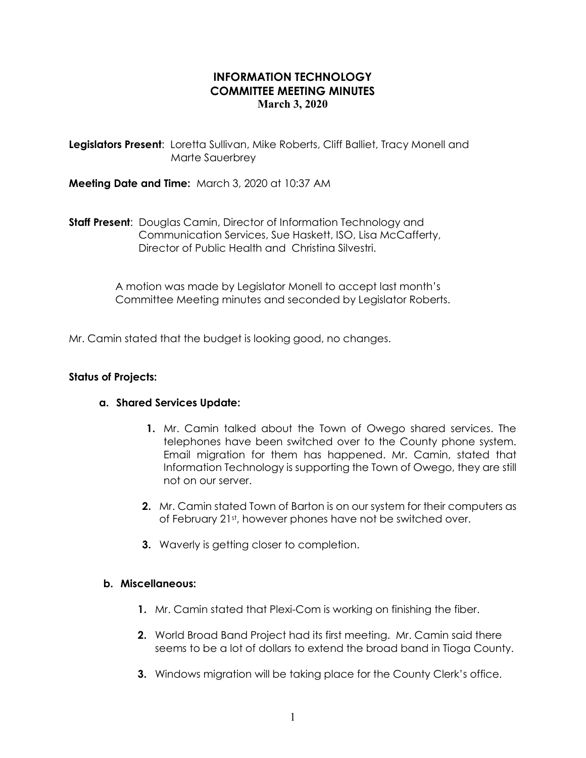# INFORMATION TECHNOLOGY COMMITTEE MEETING MINUTES

**March 3, 2020**

**Legislators Present**: Loretta Sullivan, Mike Roberts, Cliff Balliet, Tracy Monell and Marte Sauerbrey

**Meeting Date and Time:** March 3, 2020 at 10:37 AM

**Staff Present**: Douglas Camin, Director of Information Technology and Communication Services, Sue Haskett, ISO, Lisa McCafferty, Director of Public Health and Christina Silvestri.

A motion was made by Legislator Monell to accept last month's Committee Meeting minutes and seconded by Legislator Roberts.

Mr. Camin stated that the budget is looking good, no changes.

**Status of Projects:**

**a. Shared Services Update:**

1. Mr. Camin talked about the Town of Owego shared services. The telephones have been switched over to the County phone system. Email migration for them has happened. Mr. Camin, stated that Information Technology is supporting the Town of Owego, they are still not on our server.
2. Mr. Camin stated Town of Barton is on our system for their computers as of February 21st, however phones have not be switched over.
3. Waverly is getting closer to completion.

**b. Miscellaneous:**

1. Mr. Camin stated that Plexi-Com is working on finishing the fiber.
2. World Broad Band Project had its first meeting. Mr. Camin said there seems to be a lot of dollars to extend the broad band in Tioga County.
3. Windows migration will be taking place for the County Clerk's office.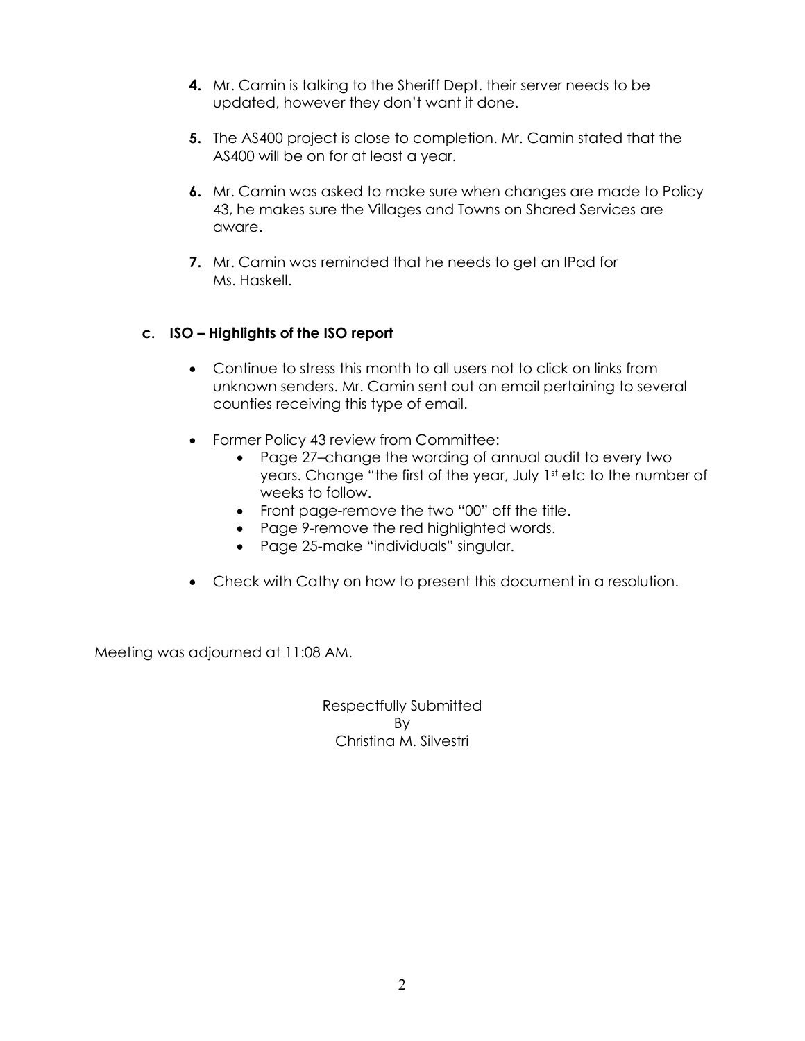4. Mr. Camin is talking to the Sheriff Dept. their server needs to be updated, however they don't want it done.

5. The AS400 project is close to completion. Mr. Camin stated that the AS400 will be on for at least a year.

6. Mr. Camin was asked to make sure when changes are made to Policy 43, he makes sure the Villages and Towns on Shared Services are aware.

7. Mr. Camin was reminded that he needs to get an IPad for Ms. Haskell.

**c. ISO – Highlights of the ISO report**

- Continue to stress this month to all users not to click on links from unknown senders. Mr. Camin sent out an email pertaining to several counties receiving this type of email.
- Former Policy 43 review from Committee:
  - Page 27–change the wording of annual audit to every two years. Change "the first of the year, July 1st etc to the number of weeks to follow.
  - Front page-remove the two "00" off the title.
  - Page 9-remove the red highlighted words.
  - Page 25-make "individuals" singular.
- Check with Cathy on how to present this document in a resolution.

Meeting was adjourned at 11:08 AM.

Respectfully Submitted
By
Christina M. Silvestri